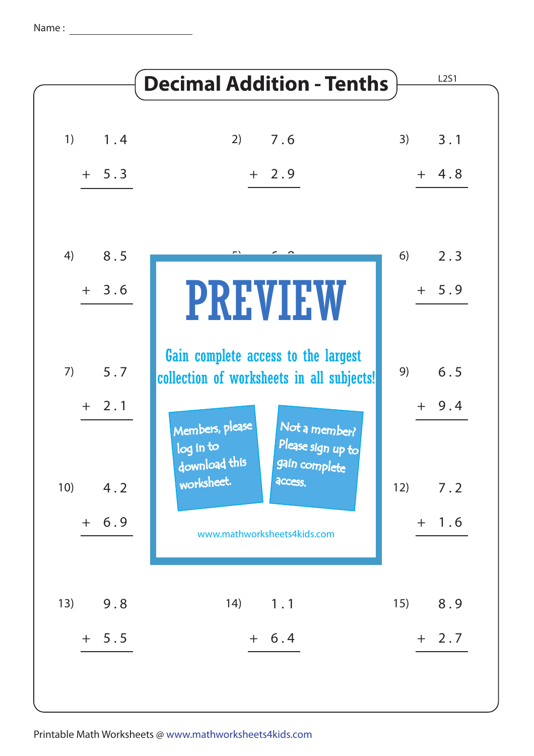Name : ____________________

# Decimal Addition - Tenths

L2S1

1) $1.4 + 5.3$

2) $7.6 + 2.9$

3) $3.1 + 4.8$

4) $8.5 + 3.6$

6) $2.3 + 5.9$

7) $5.7 + 2.1$

9) $6.5 + 9.4$

10) $4.2 + 6.9$

12) $7.2 + 1.6$

13) $9.8 + 5.5$

14) $1.1 + 6.4$

15) $8.9 + 2.7$

**PREVIEW**

Gain complete access to the largest collection of worksheets in all subjects!

Members, please log in to download this worksheet.

Not a member? Please sign up to gain complete access.

www.mathworksheets4kids.com

Printable Math Worksheets @ www.mathworksheets4kids.com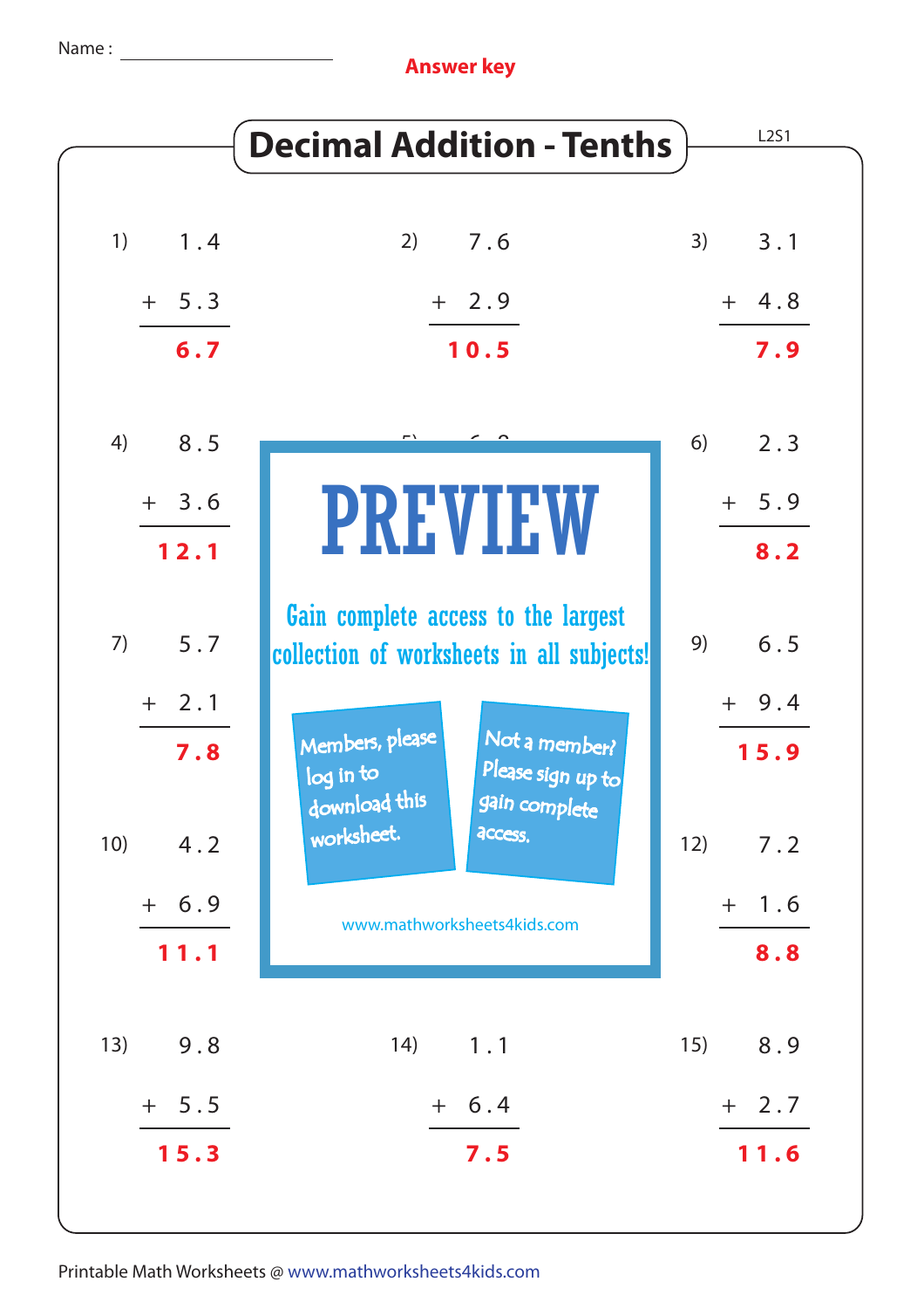Name : ____________________

**Answer key**

# Decimal Addition - Tenths

L2S1

1) $1.4 + 5.3 = $ **6.7**

2) $7.6 + 2.9 = $ **10.5**

3) $3.1 + 4.8 = $ **7.9**

4) $8.5 + 3.6 = $ **12.1**

6) $2.3 + 5.9 = $ **8.2**

7) $5.7 + 2.1 = $ **7.8**

9) $6.5 + 9.4 = $ **15.9**

10) $4.2 + 6.9 = $ **11.1**

12) $7.2 + 1.6 = $ **8.8**

13) $9.8 + 5.5 = $ **15.3**

14) $1.1 + 6.4 = $ **7.5**

15) $8.9 + 2.7 = $ **11.6**

**PREVIEW**

Gain complete access to the largest collection of worksheets in all subjects!

Members, please log in to download this worksheet.

Not a member? Please sign up to gain complete access.

www.mathworksheets4kids.com

Printable Math Worksheets @ www.mathworksheets4kids.com